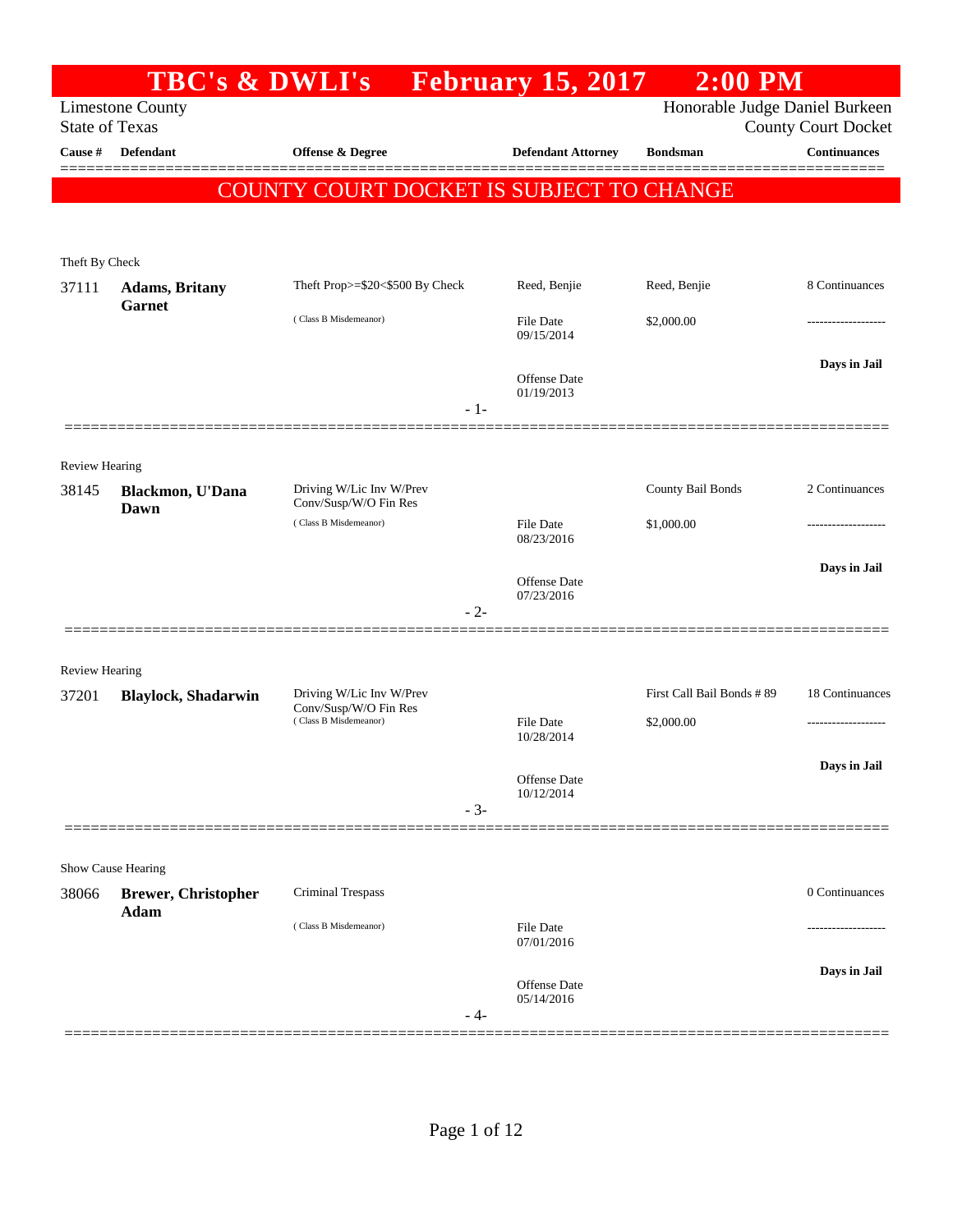# TBC's & DWLI's February 15, 2017 2:00 PM

Limestone County
State of Texas

Honorable Judge Daniel Burkeen
County Court Docket

| Cause # | Defendant | Offense & Degree | Defendant Attorney | Bondsman | Continuances |
|---|---|---|---|---|---|

**COUNTY COURT DOCKET IS SUBJECT TO CHANGE**

Theft By Check

| Cause # | Defendant | Offense & Degree | Defendant Attorney | Bondsman | Continuances |
|---|---|---|---|---|---|
| 37111 | **Adams, Britany Garnet** | Theft Prop>=$20<$500 By Check (Class B Misdemeanor) | Reed, Benjie | Reed, Benjie | 8 Continuances |
| | | | File Date 09/15/2014 | $2,000.00 | ------------------- |
| | | | Offense Date 01/19/2013 | | **Days in Jail** |

- 1-

Review Hearing

| Cause # | Defendant | Offense & Degree | Defendant Attorney | Bondsman | Continuances |
|---|---|---|---|---|---|
| 38145 | **Blackmon, U'Dana Dawn** | Driving W/Lic Inv W/Prev Conv/Susp/W/O Fin Res (Class B Misdemeanor) | | County Bail Bonds | 2 Continuances |
| | | | File Date 08/23/2016 | $1,000.00 | ------------------- |
| | | | Offense Date 07/23/2016 | | **Days in Jail** |

- 2-

Review Hearing

| Cause # | Defendant | Offense & Degree | Defendant Attorney | Bondsman | Continuances |
|---|---|---|---|---|---|
| 37201 | **Blaylock, Shadarwin** | Driving W/Lic Inv W/Prev Conv/Susp/W/O Fin Res (Class B Misdemeanor) | | First Call Bail Bonds # 89 | 18 Continuances |
| | | | File Date 10/28/2014 | $2,000.00 | ------------------- |
| | | | Offense Date 10/12/2014 | | **Days in Jail** |

- 3-

Show Cause Hearing

| Cause # | Defendant | Offense & Degree | Defendant Attorney | Bondsman | Continuances |
|---|---|---|---|---|---|
| 38066 | **Brewer, Christopher Adam** | Criminal Trespass (Class B Misdemeanor) | | | 0 Continuances |
| | | | File Date 07/01/2016 | | ------------------- |
| | | | Offense Date 05/14/2016 | | **Days in Jail** |

- 4-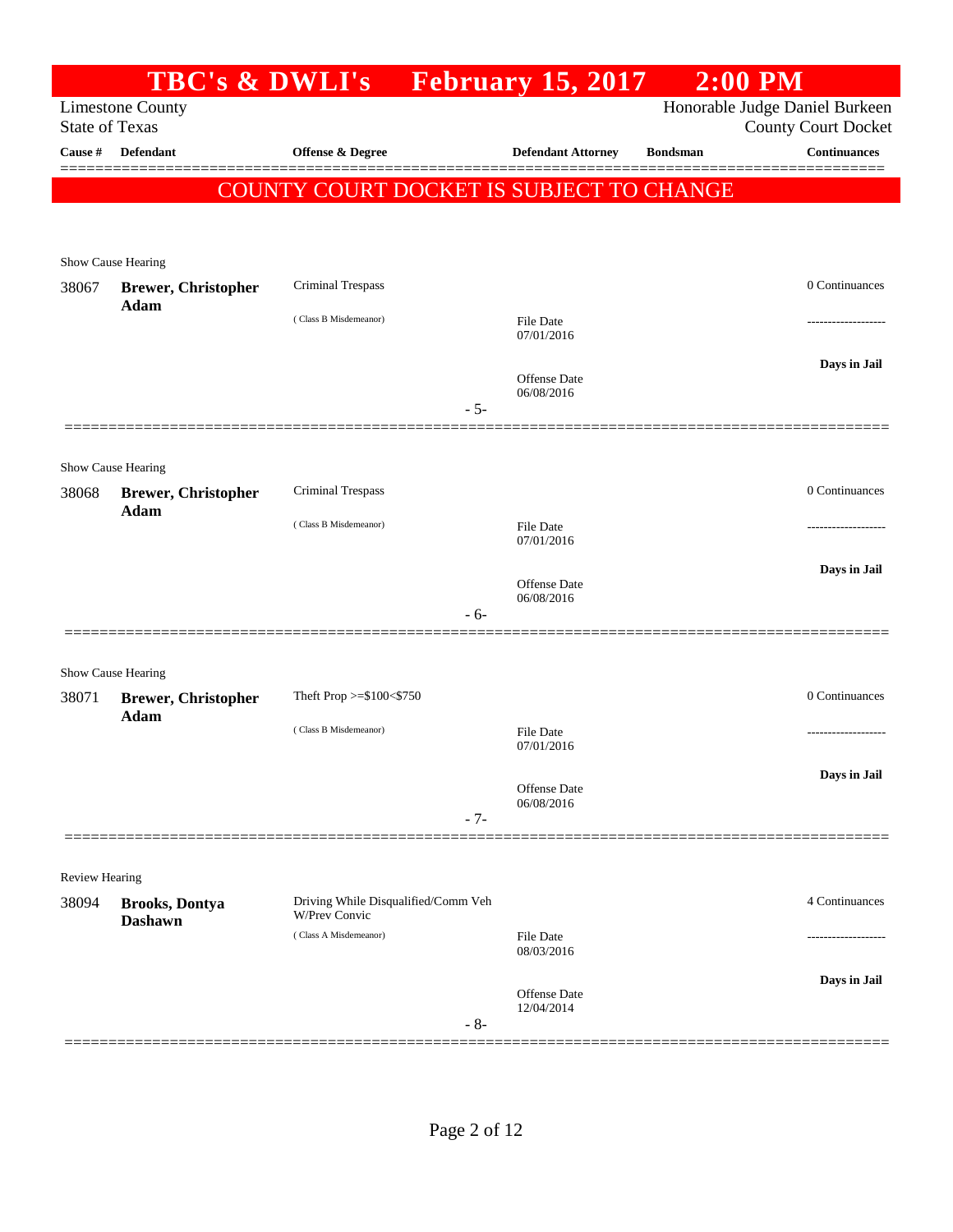# TBC's & DWLI's February 15, 2017 2:00 PM

Limestone County
State of Texas

Honorable Judge Daniel Burkeen
County Court Docket

| Cause # | Defendant | Offense & Degree | Defendant Attorney | Bondsman | Continuances |
|---|---|---|---|---|---|

**COUNTY COURT DOCKET IS SUBJECT TO CHANGE**

Show Cause Hearing

| Cause # | Defendant | Offense & Degree | Defendant Attorney | Bondsman | Continuances |
|---|---|---|---|---|---|
| 38067 | **Brewer, Christopher Adam** | Criminal Trespass ( Class B Misdemeanor) | File Date 07/01/2016 Offense Date 06/08/2016 | | 0 Continuances ------------------- **Days in Jail** |

- 5-

Show Cause Hearing

| Cause # | Defendant | Offense & Degree | Defendant Attorney | Bondsman | Continuances |
|---|---|---|---|---|---|
| 38068 | **Brewer, Christopher Adam** | Criminal Trespass ( Class B Misdemeanor) | File Date 07/01/2016 Offense Date 06/08/2016 | | 0 Continuances ------------------- **Days in Jail** |

- 6-

Show Cause Hearing

| Cause # | Defendant | Offense & Degree | Defendant Attorney | Bondsman | Continuances |
|---|---|---|---|---|---|
| 38071 | **Brewer, Christopher Adam** | Theft Prop >=$100<$750 ( Class B Misdemeanor) | File Date 07/01/2016 Offense Date 06/08/2016 | | 0 Continuances ------------------- **Days in Jail** |

- 7-

Review Hearing

| Cause # | Defendant | Offense & Degree | Defendant Attorney | Bondsman | Continuances |
|---|---|---|---|---|---|
| 38094 | **Brooks, Dontya Dashawn** | Driving While Disqualified/Comm Veh W/Prev Convic ( Class A Misdemeanor) | File Date 08/03/2016 Offense Date 12/04/2014 | | 4 Continuances ------------------- **Days in Jail** |

- 8-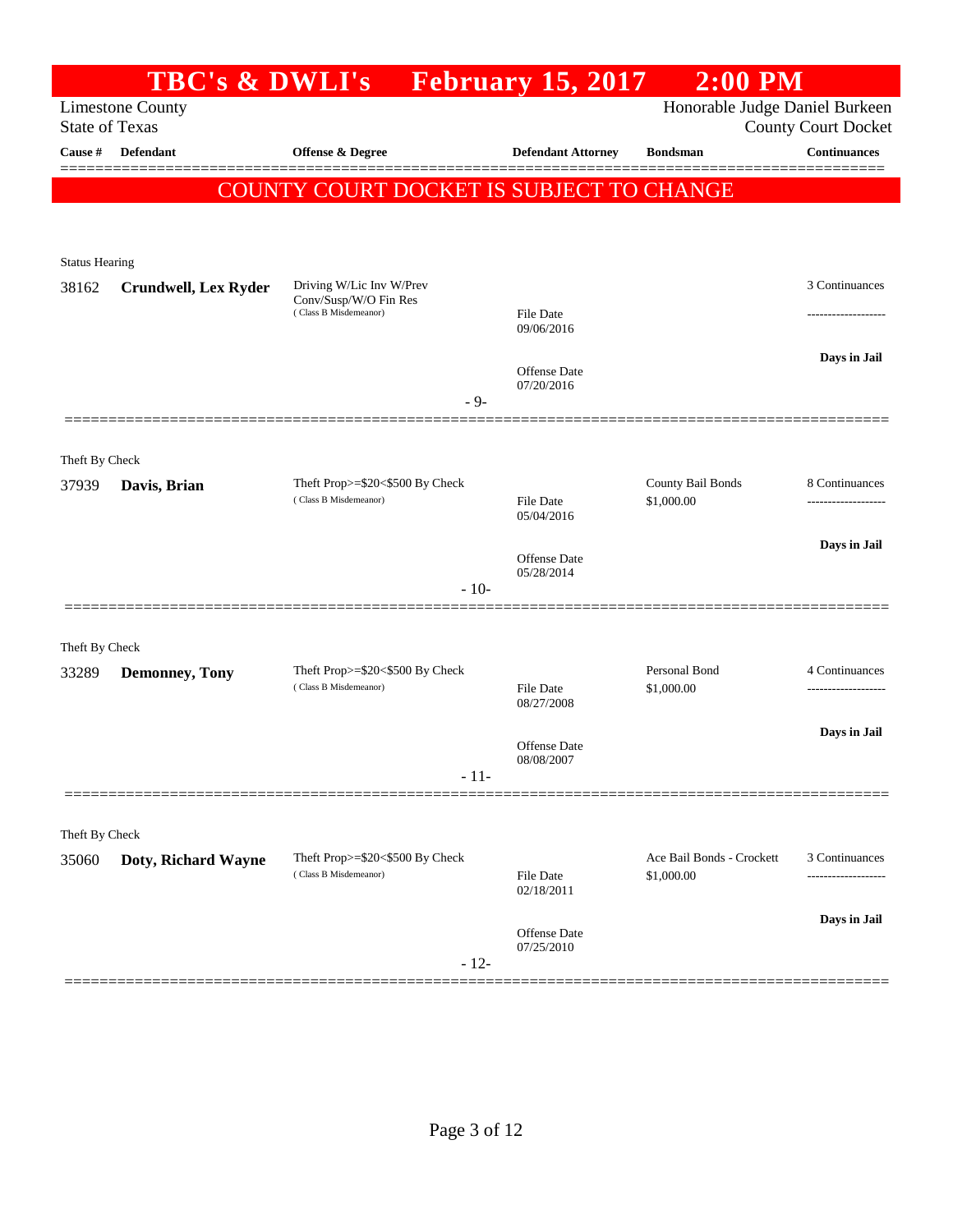# TBC's & DWLI's February 15, 2017 2:00 PM

Limestone County
State of Texas

Honorable Judge Daniel Burkeen
County Court Docket

| Cause # | Defendant | Offense & Degree | | Defendant Attorney | Bondsman | Continuances |
|---|---|---|---|---|---|---|

**COUNTY COURT DOCKET IS SUBJECT TO CHANGE**

Status Hearing

| Cause # | Defendant | Offense & Degree | Dates | Defendant Attorney | Bondsman | Continuances |
|---|---|---|---|---|---|---|
| 38162 | **Crundwell, Lex Ryder** | Driving W/Lic Inv W/Prev Conv/Susp/W/O Fin Res (Class B Misdemeanor) | File Date 09/06/2016; Offense Date 07/20/2016 | | | 3 Continuances; **Days in Jail** |

- 9-

Theft By Check

| Cause # | Defendant | Offense & Degree | Dates | Defendant Attorney | Bondsman | Continuances |
|---|---|---|---|---|---|---|
| 37939 | **Davis, Brian** | Theft Prop>=$20<$500 By Check (Class B Misdemeanor) | File Date 05/04/2016; Offense Date 05/28/2014 | | County Bail Bonds $1,000.00 | 8 Continuances; **Days in Jail** |

- 10-

Theft By Check

| Cause # | Defendant | Offense & Degree | Dates | Defendant Attorney | Bondsman | Continuances |
|---|---|---|---|---|---|---|
| 33289 | **Demonney, Tony** | Theft Prop>=$20<$500 By Check (Class B Misdemeanor) | File Date 08/27/2008; Offense Date 08/08/2007 | | Personal Bond $1,000.00 | 4 Continuances; **Days in Jail** |

- 11-

Theft By Check

| Cause # | Defendant | Offense & Degree | Dates | Defendant Attorney | Bondsman | Continuances |
|---|---|---|---|---|---|---|
| 35060 | **Doty, Richard Wayne** | Theft Prop>=$20<$500 By Check (Class B Misdemeanor) | File Date 02/18/2011; Offense Date 07/25/2010 | | Ace Bail Bonds - Crockett $1,000.00 | 3 Continuances; **Days in Jail** |

- 12-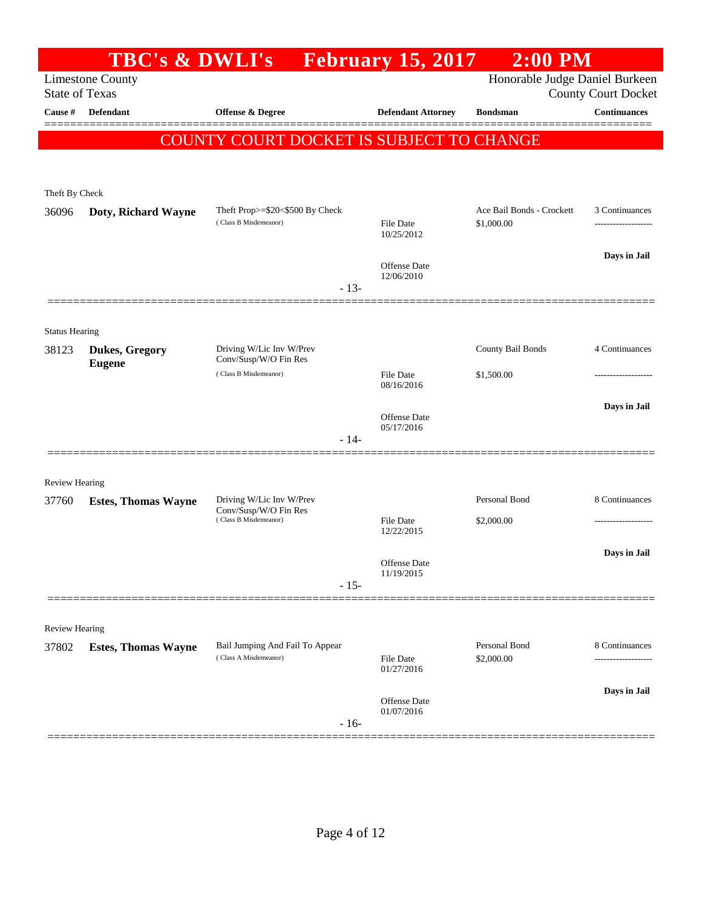# TBC's & DWLI's February 15, 2017 2:00 PM

Limestone County
State of Texas

Honorable Judge Daniel Burkeen
County Court Docket

| Cause # | Defendant | Offense & Degree | Defendant Attorney | Bondsman | Continuances |
|---|---|---|---|---|---|

**COUNTY COURT DOCKET IS SUBJECT TO CHANGE**

Theft By Check

| Cause # | Defendant | Offense & Degree | Defendant Attorney | Bondsman | Continuances |
|---|---|---|---|---|---|
| 36096 | **Doty, Richard Wayne** | Theft Prop>=$20<$500 By Check (Class B Misdemeanor) | File Date 10/25/2012<br>Offense Date 12/06/2010 | Ace Bail Bonds - Crockett<br>$1,000.00 | 3 Continuances<br>Days in Jail |

- 13-

Status Hearing

| Cause # | Defendant | Offense & Degree | Defendant Attorney | Bondsman | Continuances |
|---|---|---|---|---|---|
| 38123 | **Dukes, Gregory Eugene** | Driving W/Lic Inv W/Prev Conv/Susp/W/O Fin Res (Class B Misdemeanor) | File Date 08/16/2016<br>Offense Date 05/17/2016 | County Bail Bonds<br>$1,500.00 | 4 Continuances<br>Days in Jail |

- 14-

Review Hearing

| Cause # | Defendant | Offense & Degree | Defendant Attorney | Bondsman | Continuances |
|---|---|---|---|---|---|
| 37760 | **Estes, Thomas Wayne** | Driving W/Lic Inv W/Prev Conv/Susp/W/O Fin Res (Class B Misdemeanor) | File Date 12/22/2015<br>Offense Date 11/19/2015 | Personal Bond<br>$2,000.00 | 8 Continuances<br>Days in Jail |

- 15-

Review Hearing

| Cause # | Defendant | Offense & Degree | Defendant Attorney | Bondsman | Continuances |
|---|---|---|---|---|---|
| 37802 | **Estes, Thomas Wayne** | Bail Jumping And Fail To Appear (Class A Misdemeanor) | File Date 01/27/2016<br>Offense Date 01/07/2016 | Personal Bond<br>$2,000.00 | 8 Continuances<br>Days in Jail |

- 16-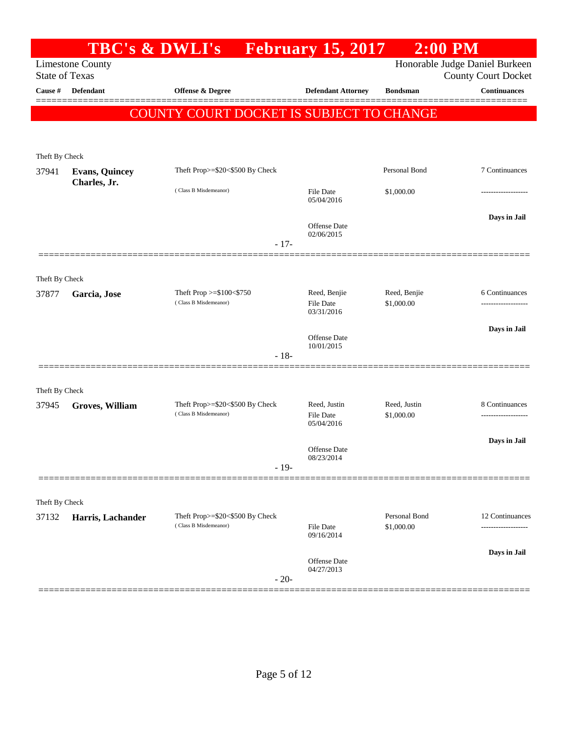# TBC's & DWLI's February 15, 2017 2:00 PM

Limestone County
State of Texas

Honorable Judge Daniel Burkeen
County Court Docket

| Cause # | Defendant | Offense & Degree | Defendant Attorney | Bondsman | Continuances |
|---|---|---|---|---|---|

**COUNTY COURT DOCKET IS SUBJECT TO CHANGE**

Theft By Check

| Cause # | Defendant | Offense & Degree | Defendant Attorney | Bondsman | Continuances |
|---|---|---|---|---|---|
| 37941 | **Evans, Quincey Charles, Jr.** | Theft Prop>=$20<$500 By Check (Class B Misdemeanor) | File Date 05/04/2016; Offense Date 02/06/2015 | Personal Bond $1,000.00 | 7 Continuances; Days in Jail |

- 17-

Theft By Check

| Cause # | Defendant | Offense & Degree | Defendant Attorney | Bondsman | Continuances |
|---|---|---|---|---|---|
| 37877 | **Garcia, Jose** | Theft Prop >=$100<$750 (Class B Misdemeanor) | Reed, Benjie; File Date 03/31/2016; Offense Date 10/01/2015 | Reed, Benjie $1,000.00 | 6 Continuances; Days in Jail |

- 18-

Theft By Check

| Cause # | Defendant | Offense & Degree | Defendant Attorney | Bondsman | Continuances |
|---|---|---|---|---|---|
| 37945 | **Groves, William** | Theft Prop>=$20<$500 By Check (Class B Misdemeanor) | Reed, Justin; File Date 05/04/2016; Offense Date 08/23/2014 | Reed, Justin $1,000.00 | 8 Continuances; Days in Jail |

- 19-

Theft By Check

| Cause # | Defendant | Offense & Degree | Defendant Attorney | Bondsman | Continuances |
|---|---|---|---|---|---|
| 37132 | **Harris, Lachander** | Theft Prop>=$20<$500 By Check (Class B Misdemeanor) | File Date 09/16/2014; Offense Date 04/27/2013 | Personal Bond $1,000.00 | 12 Continuances; Days in Jail |

- 20-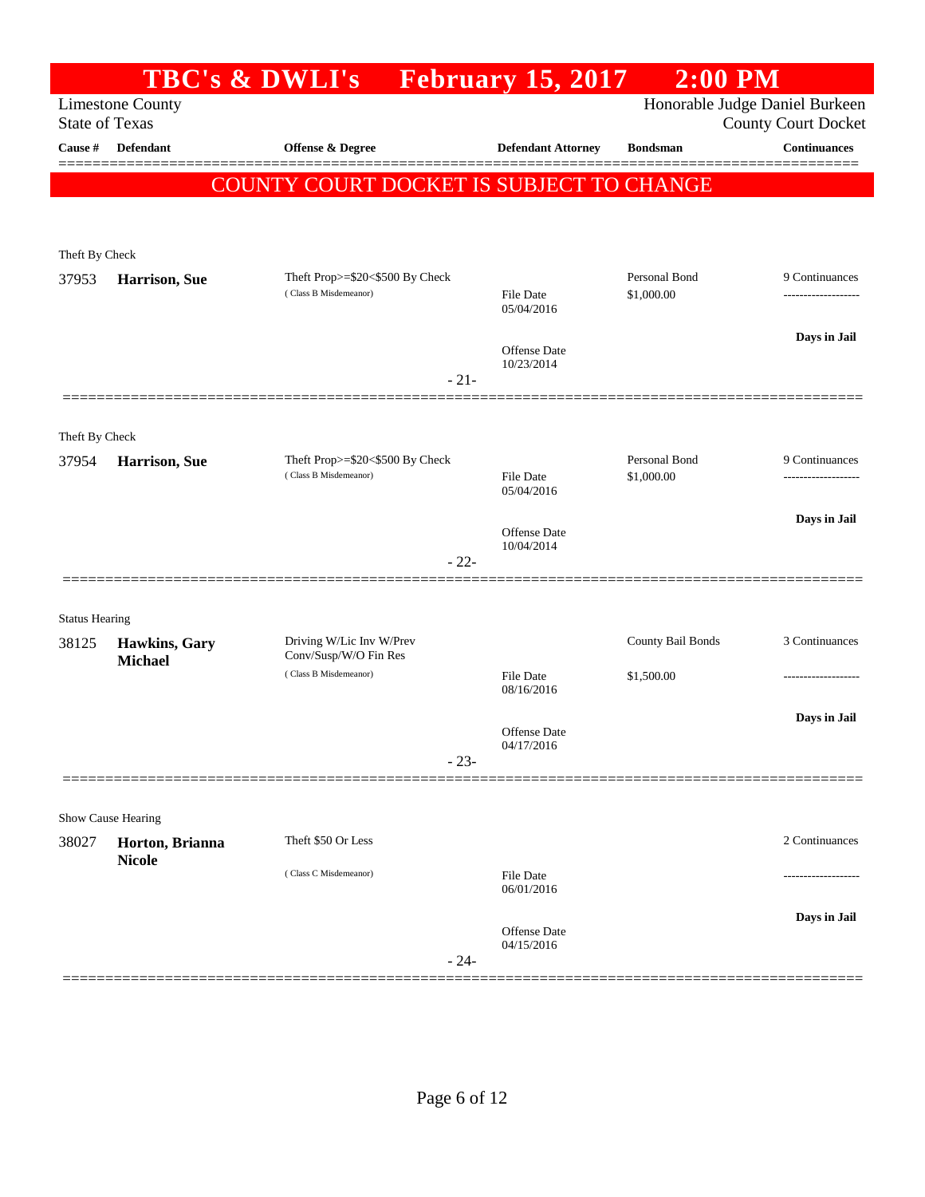# TBC's & DWLI's February 15, 2017 2:00 PM

Limestone County — Honorable Judge Daniel Burkeen
State of Texas — County Court Docket

| Cause # | Defendant | Offense & Degree | Defendant Attorney | Bondsman | Continuances |
|---|---|---|---|---|---|

**COUNTY COURT DOCKET IS SUBJECT TO CHANGE**

---

Theft By Check

| Cause # | Defendant | Offense & Degree | Defendant Attorney | Bondsman | Continuances |
|---|---|---|---|---|---|
| 37953 | **Harrison, Sue** | Theft Prop>=$20<$500 By Check (Class B Misdemeanor) | File Date 05/04/2016<br>Offense Date 10/23/2014 | Personal Bond $1,000.00 | 9 Continuances<br>-------------------<br>**Days in Jail** |

- 21-

---

Theft By Check

| Cause # | Defendant | Offense & Degree | Defendant Attorney | Bondsman | Continuances |
|---|---|---|---|---|---|
| 37954 | **Harrison, Sue** | Theft Prop>=$20<$500 By Check (Class B Misdemeanor) | File Date 05/04/2016<br>Offense Date 10/04/2014 | Personal Bond $1,000.00 | 9 Continuances<br>-------------------<br>**Days in Jail** |

- 22-

---

Status Hearing

| Cause # | Defendant | Offense & Degree | Defendant Attorney | Bondsman | Continuances |
|---|---|---|---|---|---|
| 38125 | **Hawkins, Gary Michael** | Driving W/Lic Inv W/Prev Conv/Susp/W/O Fin Res (Class B Misdemeanor) | File Date 08/16/2016<br>Offense Date 04/17/2016 | County Bail Bonds $1,500.00 | 3 Continuances<br>-------------------<br>**Days in Jail** |

- 23-

---

Show Cause Hearing

| Cause # | Defendant | Offense & Degree | Defendant Attorney | Bondsman | Continuances |
|---|---|---|---|---|---|
| 38027 | **Horton, Brianna Nicole** | Theft $50 Or Less (Class C Misdemeanor) | File Date 06/01/2016<br>Offense Date 04/15/2016 | | 2 Continuances<br>-------------------<br>**Days in Jail** |

- 24-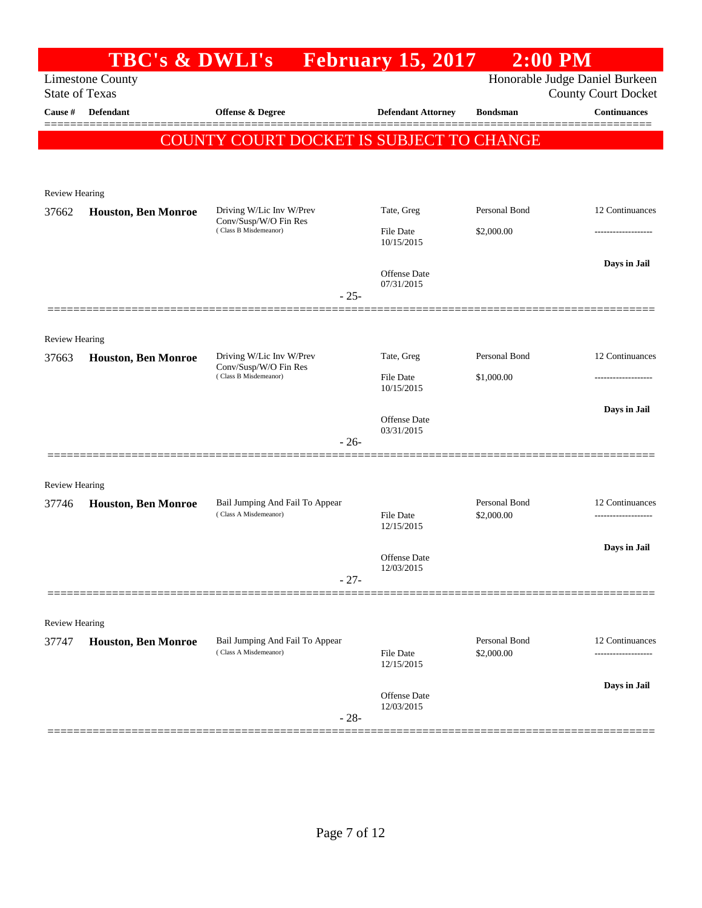# TBC's & DWLI's February 15, 2017 2:00 PM

Limestone County
State of Texas

Honorable Judge Daniel Burkeen
County Court Docket

| Cause # | Defendant | Offense & Degree | Defendant Attorney | Bondsman | Continuances |
|---|---|---|---|---|---|

**COUNTY COURT DOCKET IS SUBJECT TO CHANGE**

Review Hearing

| Cause # | Defendant | Offense & Degree | Defendant Attorney | Bondsman | Continuances |
|---|---|---|---|---|---|
| 37662 | **Houston, Ben Monroe** | Driving W/Lic Inv W/Prev Conv/Susp/W/O Fin Res (Class B Misdemeanor) | Tate, Greg | Personal Bond | 12 Continuances |
| | | | File Date 10/15/2015 | $2,000.00 | ------------------- |
| | | | Offense Date 07/31/2015 | | **Days in Jail** |

- 25-

Review Hearing

| Cause # | Defendant | Offense & Degree | Defendant Attorney | Bondsman | Continuances |
|---|---|---|---|---|---|
| 37663 | **Houston, Ben Monroe** | Driving W/Lic Inv W/Prev Conv/Susp/W/O Fin Res (Class B Misdemeanor) | Tate, Greg | Personal Bond | 12 Continuances |
| | | | File Date 10/15/2015 | $1,000.00 | ------------------- |
| | | | Offense Date 03/31/2015 | | **Days in Jail** |

- 26-

Review Hearing

| Cause # | Defendant | Offense & Degree | Defendant Attorney | Bondsman | Continuances |
|---|---|---|---|---|---|
| 37746 | **Houston, Ben Monroe** | Bail Jumping And Fail To Appear (Class A Misdemeanor) | | Personal Bond | 12 Continuances |
| | | | File Date 12/15/2015 | $2,000.00 | ------------------- |
| | | | Offense Date 12/03/2015 | | **Days in Jail** |

- 27-

Review Hearing

| Cause # | Defendant | Offense & Degree | Defendant Attorney | Bondsman | Continuances |
|---|---|---|---|---|---|
| 37747 | **Houston, Ben Monroe** | Bail Jumping And Fail To Appear (Class A Misdemeanor) | | Personal Bond | 12 Continuances |
| | | | File Date 12/15/2015 | $2,000.00 | ------------------- |
| | | | Offense Date 12/03/2015 | | **Days in Jail** |

- 28-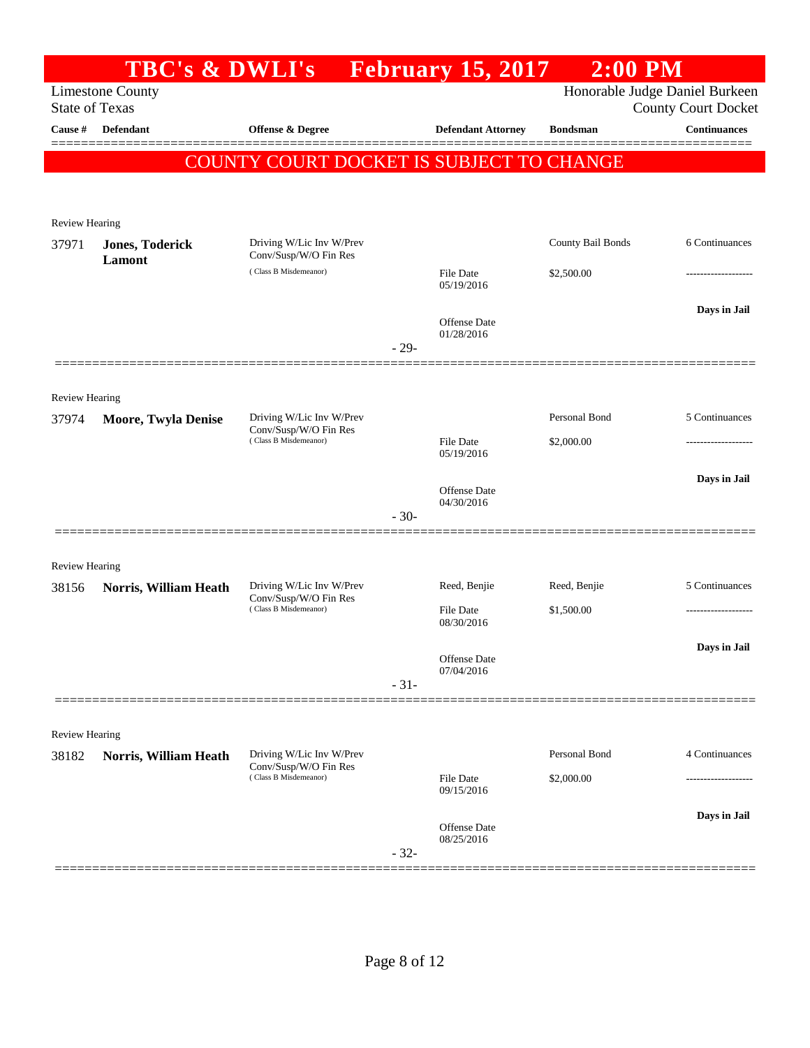# TBC's & DWLI's February 15, 2017 2:00 PM

Limestone County
State of Texas

Honorable Judge Daniel Burkeen
County Court Docket

| Cause # | Defendant | Offense & Degree | Defendant Attorney | Bondsman | Continuances |
|---|---|---|---|---|---|

**COUNTY COURT DOCKET IS SUBJECT TO CHANGE**

Review Hearing

| Cause # | Defendant | Offense & Degree | Defendant Attorney | Bondsman | Continuances |
|---|---|---|---|---|---|
| 37971 | **Jones, Toderick Lamont** | Driving W/Lic Inv W/Prev Conv/Susp/W/O Fin Res (Class B Misdemeanor) | File Date 05/19/2016<br>Offense Date 01/28/2016 | County Bail Bonds<br>$2,500.00 | 6 Continuances<br>-------------------<br>Days in Jail |

- 29-

Review Hearing

| Cause # | Defendant | Offense & Degree | Defendant Attorney | Bondsman | Continuances |
|---|---|---|---|---|---|
| 37974 | **Moore, Twyla Denise** | Driving W/Lic Inv W/Prev Conv/Susp/W/O Fin Res (Class B Misdemeanor) | File Date 05/19/2016<br>Offense Date 04/30/2016 | Personal Bond<br>$2,000.00 | 5 Continuances<br>-------------------<br>Days in Jail |

- 30-

Review Hearing

| Cause # | Defendant | Offense & Degree | Defendant Attorney | Bondsman | Continuances |
|---|---|---|---|---|---|
| 38156 | **Norris, William Heath** | Driving W/Lic Inv W/Prev Conv/Susp/W/O Fin Res (Class B Misdemeanor) | Reed, Benjie<br>File Date 08/30/2016<br>Offense Date 07/04/2016 | Reed, Benjie<br>$1,500.00 | 5 Continuances<br>-------------------<br>Days in Jail |

- 31-

Review Hearing

| Cause # | Defendant | Offense & Degree | Defendant Attorney | Bondsman | Continuances |
|---|---|---|---|---|---|
| 38182 | **Norris, William Heath** | Driving W/Lic Inv W/Prev Conv/Susp/W/O Fin Res (Class B Misdemeanor) | File Date 09/15/2016<br>Offense Date 08/25/2016 | Personal Bond<br>$2,000.00 | 4 Continuances<br>-------------------<br>Days in Jail |

- 32-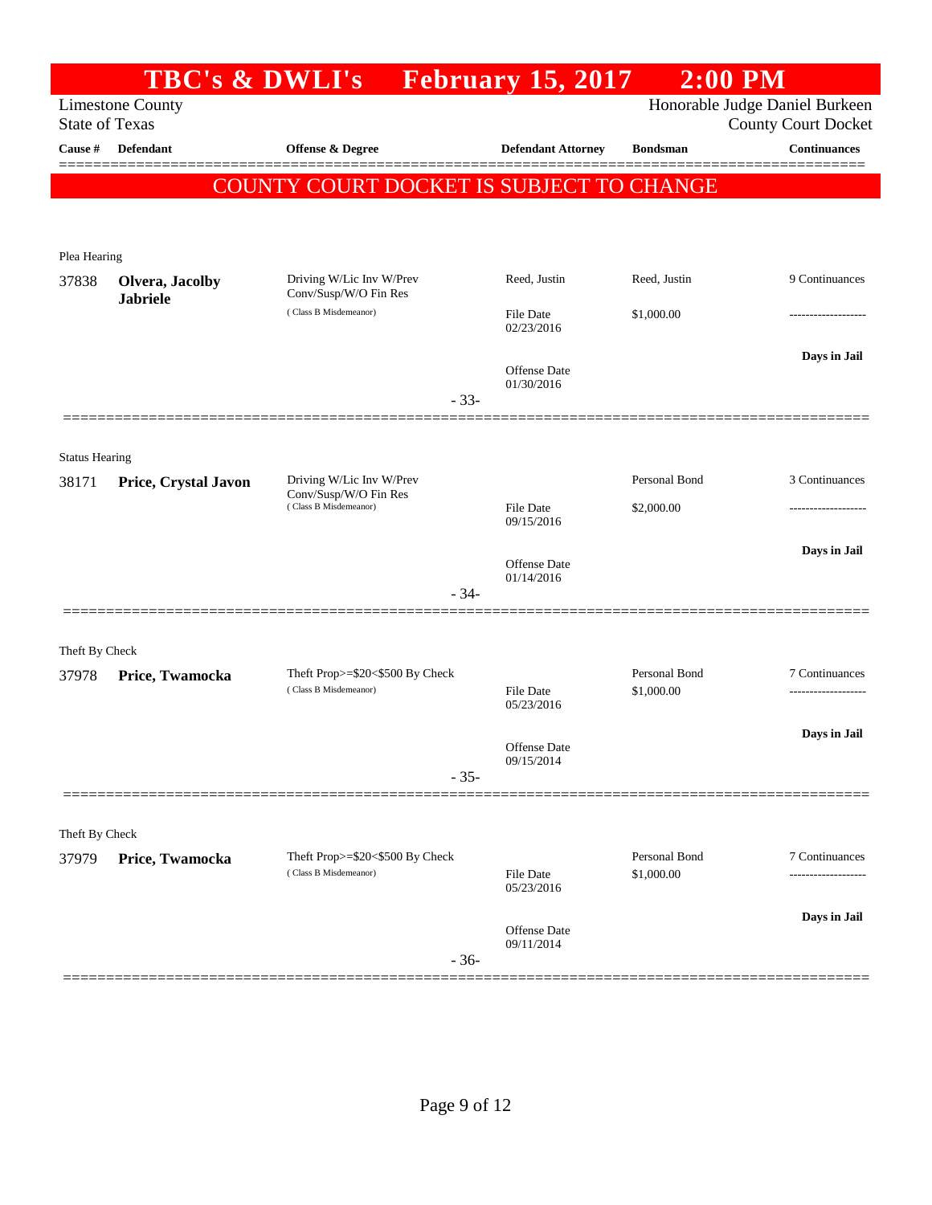# TBC's & DWLI's February 15, 2017 2:00 PM

Limestone County
State of Texas

Honorable Judge Daniel Burkeen
County Court Docket

| Cause # | Defendant | Offense & Degree | Defendant Attorney | Bondsman | Continuances |
|---|---|---|---|---|---|

**COUNTY COURT DOCKET IS SUBJECT TO CHANGE**

Plea Hearing

| Cause # | Defendant | Offense & Degree | Defendant Attorney | Bondsman | Continuances |
|---|---|---|---|---|---|
| 37838 | **Olvera, Jacolby Jabriele** | Driving W/Lic Inv W/Prev Conv/Susp/W/O Fin Res (Class B Misdemeanor) | Reed, Justin | Reed, Justin | 9 Continuances |
| | | | File Date 02/23/2016 | $1,000.00 | ------------------- |
| | | | Offense Date 01/30/2016 | | Days in Jail |

- 33-

Status Hearing

| Cause # | Defendant | Offense & Degree | Defendant Attorney | Bondsman | Continuances |
|---|---|---|---|---|---|
| 38171 | **Price, Crystal Javon** | Driving W/Lic Inv W/Prev Conv/Susp/W/O Fin Res (Class B Misdemeanor) | | Personal Bond | 3 Continuances |
| | | | File Date 09/15/2016 | $2,000.00 | ------------------- |
| | | | Offense Date 01/14/2016 | | Days in Jail |

- 34-

Theft By Check

| Cause # | Defendant | Offense & Degree | Defendant Attorney | Bondsman | Continuances |
|---|---|---|---|---|---|
| 37978 | **Price, Twamocka** | Theft Prop>=$20<$500 By Check (Class B Misdemeanor) | | Personal Bond | 7 Continuances |
| | | | File Date 05/23/2016 | $1,000.00 | ------------------- |
| | | | Offense Date 09/15/2014 | | Days in Jail |

- 35-

Theft By Check

| Cause # | Defendant | Offense & Degree | Defendant Attorney | Bondsman | Continuances |
|---|---|---|---|---|---|
| 37979 | **Price, Twamocka** | Theft Prop>=$20<$500 By Check (Class B Misdemeanor) | | Personal Bond | 7 Continuances |
| | | | File Date 05/23/2016 | $1,000.00 | ------------------- |
| | | | Offense Date 09/11/2014 | | Days in Jail |

- 36-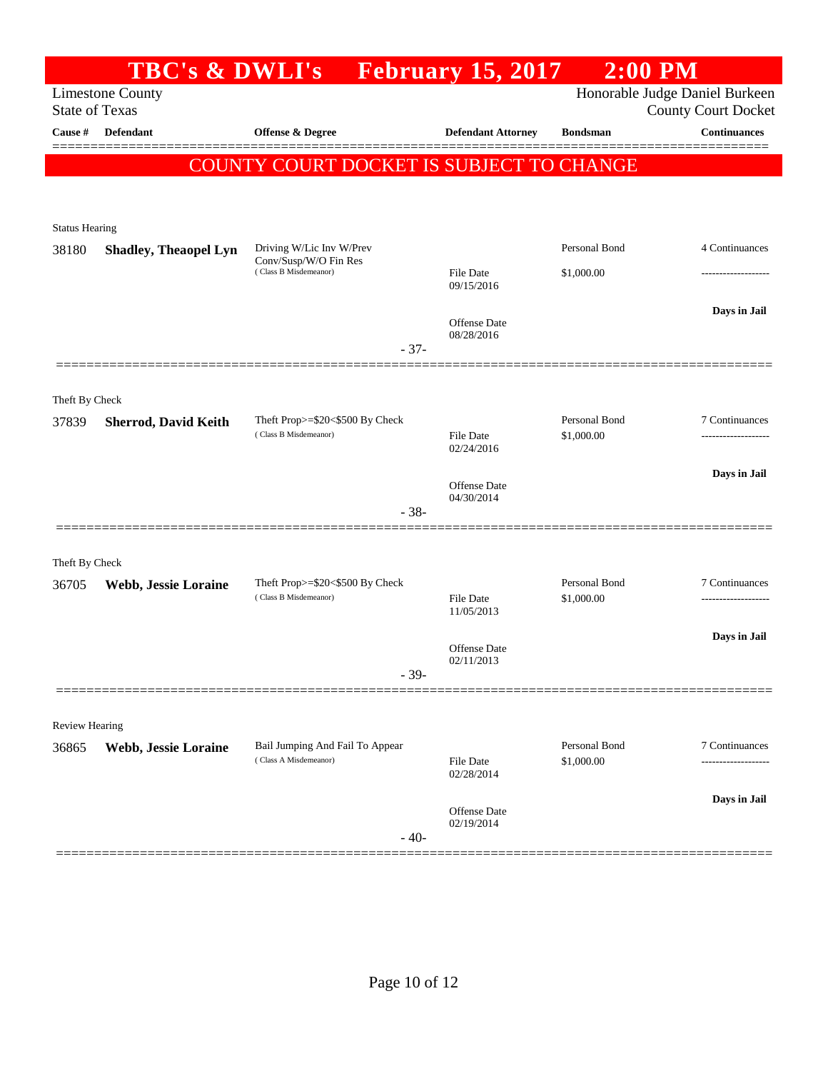# TBC's & DWLI's February 15, 2017 2:00 PM

Limestone County
State of Texas

Honorable Judge Daniel Burkeen
County Court Docket

| Cause # | Defendant | Offense & Degree | Defendant Attorney | Bondsman | Continuances |
|---|---|---|---|---|---|

**COUNTY COURT DOCKET IS SUBJECT TO CHANGE**

---

Status Hearing

| Cause # | Defendant | Offense & Degree | Defendant Attorney | Bondsman | Continuances |
|---|---|---|---|---|---|
| 38180 | **Shadley, Theaopel Lyn** | Driving W/Lic Inv W/Prev Conv/Susp/W/O Fin Res (Class B Misdemeanor) | File Date 09/15/2016 | Personal Bond $1,000.00 | 4 Continuances |
| | | | Offense Date 08/28/2016 | | Days in Jail |

- 37-

---

Theft By Check

| Cause # | Defendant | Offense & Degree | Defendant Attorney | Bondsman | Continuances |
|---|---|---|---|---|---|
| 37839 | **Sherrod, David Keith** | Theft Prop>=$20<$500 By Check (Class B Misdemeanor) | File Date 02/24/2016 | Personal Bond $1,000.00 | 7 Continuances |
| | | | Offense Date 04/30/2014 | | Days in Jail |

- 38-

---

Theft By Check

| Cause # | Defendant | Offense & Degree | Defendant Attorney | Bondsman | Continuances |
|---|---|---|---|---|---|
| 36705 | **Webb, Jessie Loraine** | Theft Prop>=$20<$500 By Check (Class B Misdemeanor) | File Date 11/05/2013 | Personal Bond $1,000.00 | 7 Continuances |
| | | | Offense Date 02/11/2013 | | Days in Jail |

- 39-

---

Review Hearing

| Cause # | Defendant | Offense & Degree | Defendant Attorney | Bondsman | Continuances |
|---|---|---|---|---|---|
| 36865 | **Webb, Jessie Loraine** | Bail Jumping And Fail To Appear (Class A Misdemeanor) | File Date 02/28/2014 | Personal Bond $1,000.00 | 7 Continuances |
| | | | Offense Date 02/19/2014 | | Days in Jail |

- 40-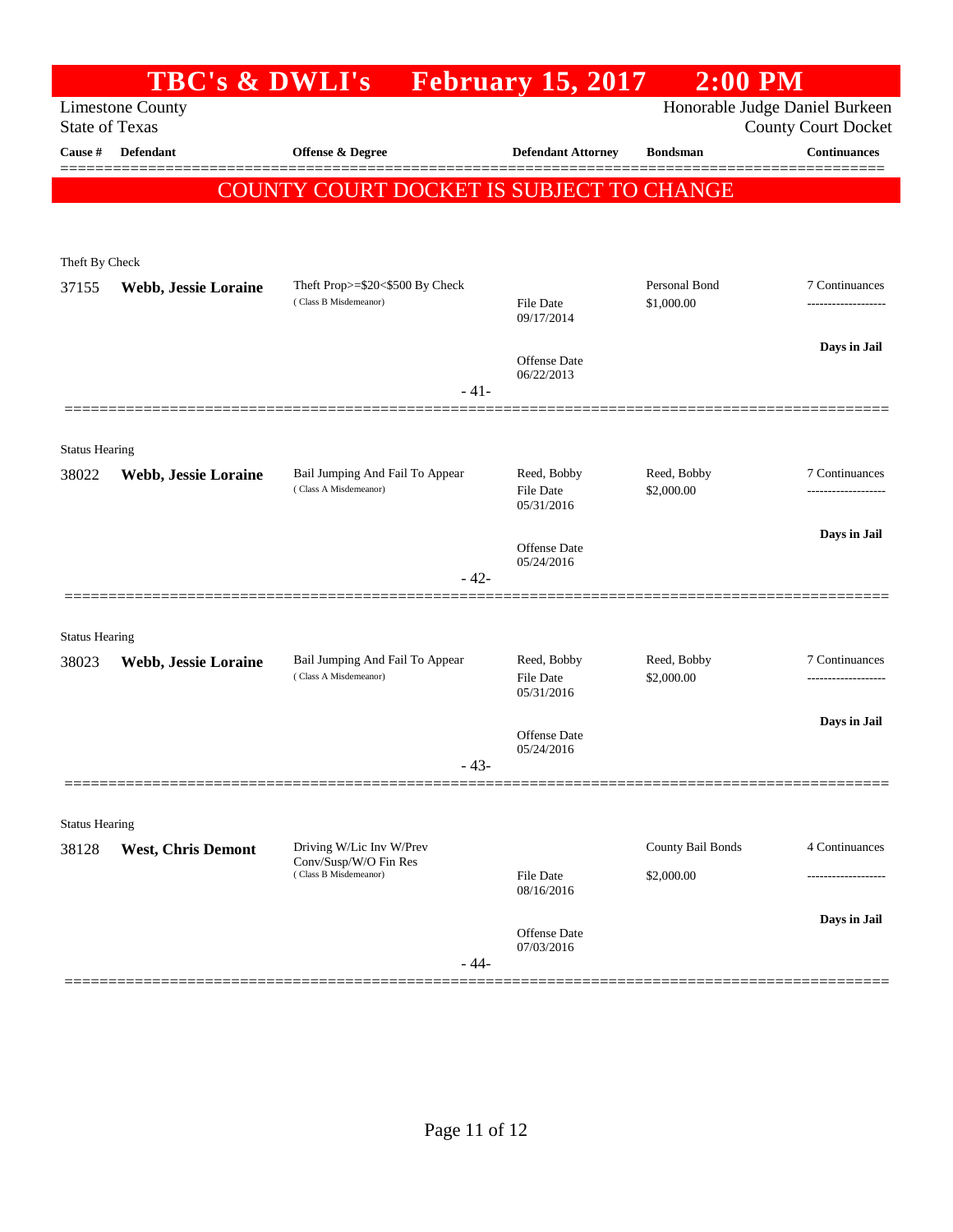# TBC's & DWLI's February 15, 2017 2:00 PM

Limestone County
State of Texas

Honorable Judge Daniel Burkeen
County Court Docket

| Cause # | Defendant | Offense & Degree | Defendant Attorney | Bondsman | Continuances |
|---|---|---|---|---|---|

**COUNTY COURT DOCKET IS SUBJECT TO CHANGE**

Theft By Check

| Cause # | Defendant | Offense & Degree | Defendant Attorney | Bondsman | Continuances |
|---|---|---|---|---|---|
| 37155 | **Webb, Jessie Loraine** | Theft Prop>=$20<$500 By Check (Class B Misdemeanor) | File Date 09/17/2014 Offense Date 06/22/2013 | Personal Bond $1,000.00 | 7 Continuances ------------------- **Days in Jail** |

- 41-

Status Hearing

| Cause # | Defendant | Offense & Degree | Defendant Attorney | Bondsman | Continuances |
|---|---|---|---|---|---|
| 38022 | **Webb, Jessie Loraine** | Bail Jumping And Fail To Appear (Class A Misdemeanor) | Reed, Bobby File Date 05/31/2016 Offense Date 05/24/2016 | Reed, Bobby $2,000.00 | 7 Continuances ------------------- **Days in Jail** |

- 42-

Status Hearing

| Cause # | Defendant | Offense & Degree | Defendant Attorney | Bondsman | Continuances |
|---|---|---|---|---|---|
| 38023 | **Webb, Jessie Loraine** | Bail Jumping And Fail To Appear (Class A Misdemeanor) | Reed, Bobby File Date 05/31/2016 Offense Date 05/24/2016 | Reed, Bobby $2,000.00 | 7 Continuances ------------------- **Days in Jail** |

- 43-

Status Hearing

| Cause # | Defendant | Offense & Degree | Defendant Attorney | Bondsman | Continuances |
|---|---|---|---|---|---|
| 38128 | **West, Chris Demont** | Driving W/Lic Inv W/Prev Conv/Susp/W/O Fin Res (Class B Misdemeanor) | File Date 08/16/2016 Offense Date 07/03/2016 | County Bail Bonds $2,000.00 | 4 Continuances ------------------- **Days in Jail** |

- 44-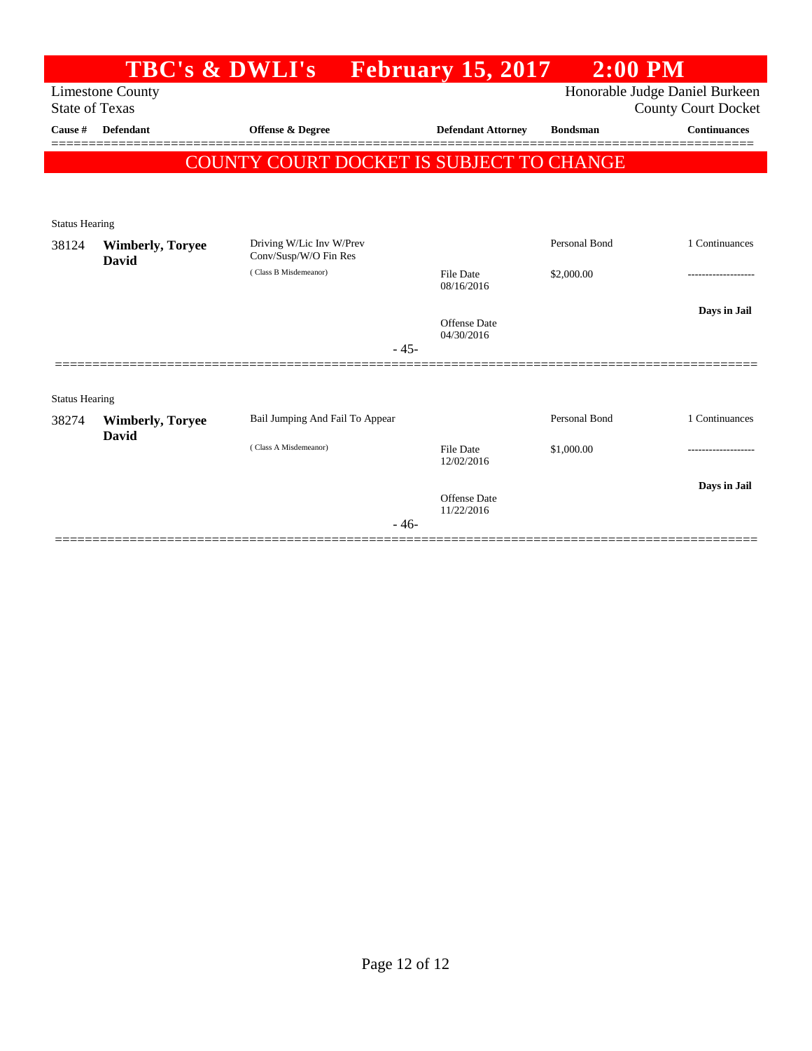# TBC's & DWLI's February 15, 2017 2:00 PM

Limestone County
State of Texas

Honorable Judge Daniel Burkeen
County Court Docket

| Cause # | Defendant | Offense & Degree | Defendant Attorney | Bondsman | Continuances |
|---|---|---|---|---|---|

**COUNTY COURT DOCKET IS SUBJECT TO CHANGE**

Status Hearing

| Cause # | Defendant | Offense & Degree | Defendant Attorney | Bondsman | Continuances |
|---|---|---|---|---|---|
| 38124 | **Wimberly, Toryee David** | Driving W/Lic Inv W/Prev Conv/Susp/W/O Fin Res | | Personal Bond | 1 Continuances |
| | | ( Class B Misdemeanor) | File Date 08/16/2016 | $2,000.00 | ------------------- |
| | | | Offense Date 04/30/2016 | | **Days in Jail** |

- 45-

Status Hearing

| Cause # | Defendant | Offense & Degree | Defendant Attorney | Bondsman | Continuances |
|---|---|---|---|---|---|
| 38274 | **Wimberly, Toryee David** | Bail Jumping And Fail To Appear | | Personal Bond | 1 Continuances |
| | | ( Class A Misdemeanor) | File Date 12/02/2016 | $1,000.00 | ------------------- |
| | | | Offense Date 11/22/2016 | | **Days in Jail** |

- 46-